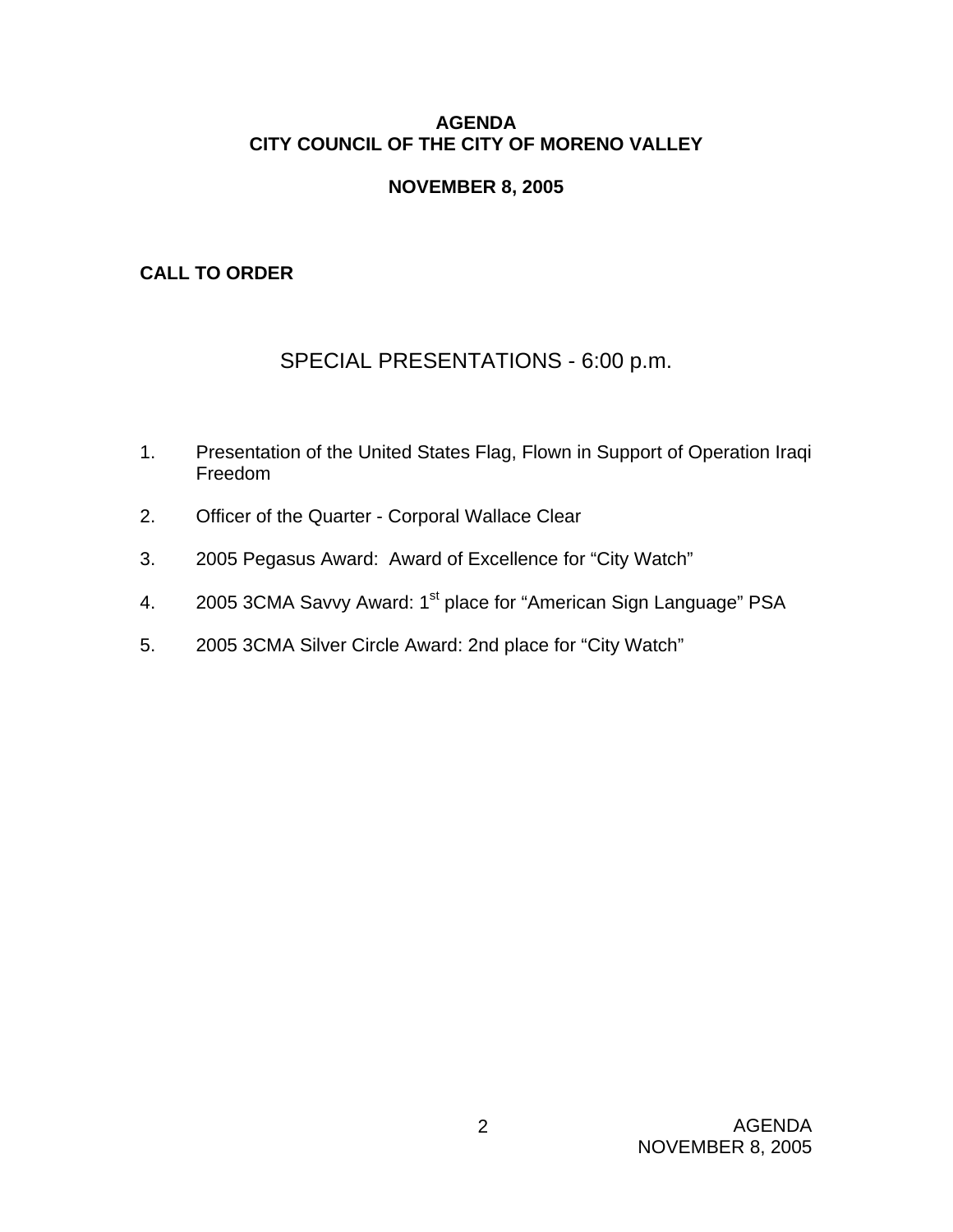# AGENDA
# CITY COUNCIL OF THE CITY OF MORENO VALLEY

## NOVEMBER 8, 2005

**CALL TO ORDER**

## SPECIAL PRESENTATIONS - 6:00 p.m.

1. Presentation of the United States Flag, Flown in Support of Operation Iraqi Freedom
2. Officer of the Quarter - Corporal Wallace Clear
3. 2005 Pegasus Award: Award of Excellence for "City Watch"
4. 2005 3CMA Savvy Award: 1st place for "American Sign Language" PSA
5. 2005 3CMA Silver Circle Award: 2nd place for "City Watch"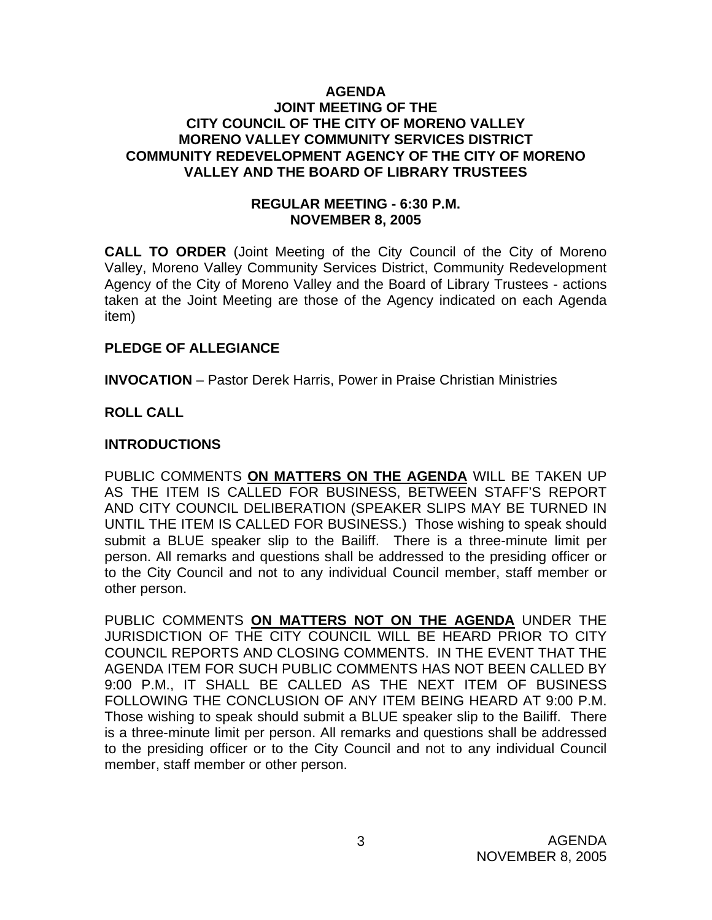# AGENDA
# JOINT MEETING OF THE
# CITY COUNCIL OF THE CITY OF MORENO VALLEY
# MORENO VALLEY COMMUNITY SERVICES DISTRICT
# COMMUNITY REDEVELOPMENT AGENCY OF THE CITY OF MORENO VALLEY AND THE BOARD OF LIBRARY TRUSTEES

## REGULAR MEETING - 6:30 P.M.
## NOVEMBER 8, 2005

**CALL TO ORDER** (Joint Meeting of the City Council of the City of Moreno Valley, Moreno Valley Community Services District, Community Redevelopment Agency of the City of Moreno Valley and the Board of Library Trustees - actions taken at the Joint Meeting are those of the Agency indicated on each Agenda item)

**PLEDGE OF ALLEGIANCE**

**INVOCATION** – Pastor Derek Harris, Power in Praise Christian Ministries

**ROLL CALL**

**INTRODUCTIONS**

PUBLIC COMMENTS **ON MATTERS ON THE AGENDA** WILL BE TAKEN UP AS THE ITEM IS CALLED FOR BUSINESS, BETWEEN STAFF'S REPORT AND CITY COUNCIL DELIBERATION (SPEAKER SLIPS MAY BE TURNED IN UNTIL THE ITEM IS CALLED FOR BUSINESS.) Those wishing to speak should submit a BLUE speaker slip to the Bailiff. There is a three-minute limit per person. All remarks and questions shall be addressed to the presiding officer or to the City Council and not to any individual Council member, staff member or other person.

PUBLIC COMMENTS **ON MATTERS NOT ON THE AGENDA** UNDER THE JURISDICTION OF THE CITY COUNCIL WILL BE HEARD PRIOR TO CITY COUNCIL REPORTS AND CLOSING COMMENTS. IN THE EVENT THAT THE AGENDA ITEM FOR SUCH PUBLIC COMMENTS HAS NOT BEEN CALLED BY 9:00 P.M., IT SHALL BE CALLED AS THE NEXT ITEM OF BUSINESS FOLLOWING THE CONCLUSION OF ANY ITEM BEING HEARD AT 9:00 P.M. Those wishing to speak should submit a BLUE speaker slip to the Bailiff. There is a three-minute limit per person. All remarks and questions shall be addressed to the presiding officer or to the City Council and not to any individual Council member, staff member or other person.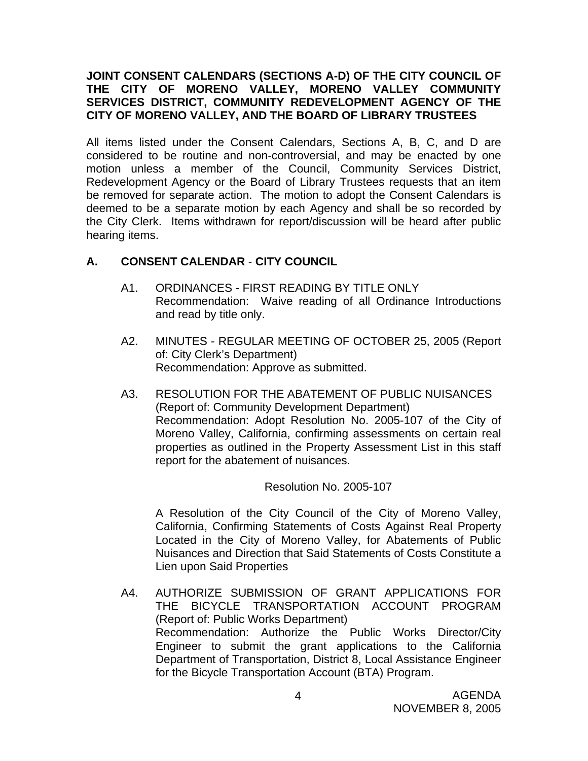**JOINT CONSENT CALENDARS (SECTIONS A-D) OF THE CITY COUNCIL OF THE CITY OF MORENO VALLEY, MORENO VALLEY COMMUNITY SERVICES DISTRICT, COMMUNITY REDEVELOPMENT AGENCY OF THE CITY OF MORENO VALLEY, AND THE BOARD OF LIBRARY TRUSTEES**

All items listed under the Consent Calendars, Sections A, B, C, and D are considered to be routine and non-controversial, and may be enacted by one motion unless a member of the Council, Community Services District, Redevelopment Agency or the Board of Library Trustees requests that an item be removed for separate action. The motion to adopt the Consent Calendars is deemed to be a separate motion by each Agency and shall be so recorded by the City Clerk. Items withdrawn for report/discussion will be heard after public hearing items.

## A. CONSENT CALENDAR - CITY COUNCIL

A1. ORDINANCES - FIRST READING BY TITLE ONLY
Recommendation: Waive reading of all Ordinance Introductions and read by title only.

A2. MINUTES - REGULAR MEETING OF OCTOBER 25, 2005 (Report of: City Clerk's Department)
Recommendation: Approve as submitted.

A3. RESOLUTION FOR THE ABATEMENT OF PUBLIC NUISANCES (Report of: Community Development Department)
Recommendation: Adopt Resolution No. 2005-107 of the City of Moreno Valley, California, confirming assessments on certain real properties as outlined in the Property Assessment List in this staff report for the abatement of nuisances.

Resolution No. 2005-107

A Resolution of the City Council of the City of Moreno Valley, California, Confirming Statements of Costs Against Real Property Located in the City of Moreno Valley, for Abatements of Public Nuisances and Direction that Said Statements of Costs Constitute a Lien upon Said Properties

A4. AUTHORIZE SUBMISSION OF GRANT APPLICATIONS FOR THE BICYCLE TRANSPORTATION ACCOUNT PROGRAM (Report of: Public Works Department)
Recommendation: Authorize the Public Works Director/City Engineer to submit the grant applications to the California Department of Transportation, District 8, Local Assistance Engineer for the Bicycle Transportation Account (BTA) Program.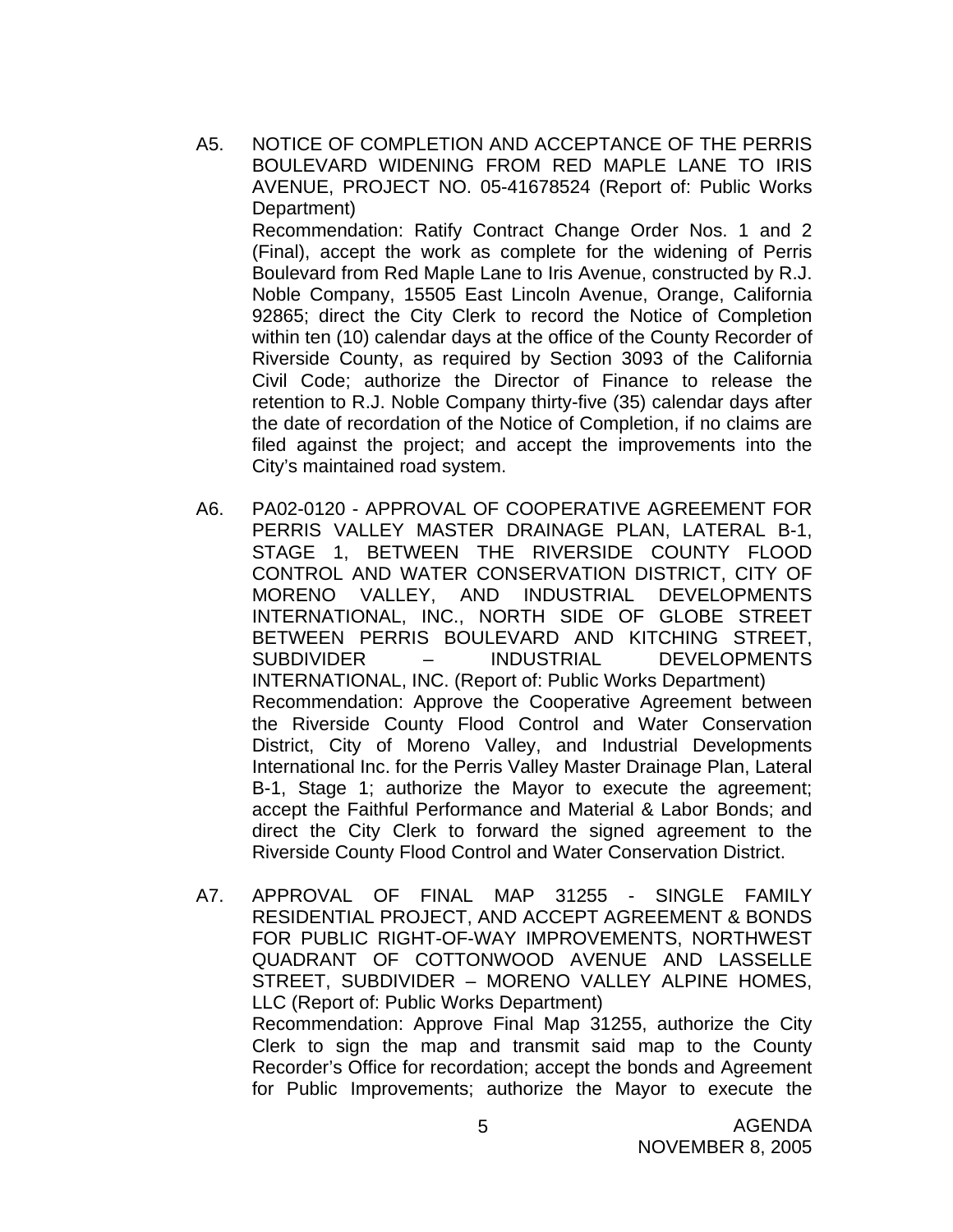A5. NOTICE OF COMPLETION AND ACCEPTANCE OF THE PERRIS BOULEVARD WIDENING FROM RED MAPLE LANE TO IRIS AVENUE, PROJECT NO. 05-41678524 (Report of: Public Works Department)

Recommendation: Ratify Contract Change Order Nos. 1 and 2 (Final), accept the work as complete for the widening of Perris Boulevard from Red Maple Lane to Iris Avenue, constructed by R.J. Noble Company, 15505 East Lincoln Avenue, Orange, California 92865; direct the City Clerk to record the Notice of Completion within ten (10) calendar days at the office of the County Recorder of Riverside County, as required by Section 3093 of the California Civil Code; authorize the Director of Finance to release the retention to R.J. Noble Company thirty-five (35) calendar days after the date of recordation of the Notice of Completion, if no claims are filed against the project; and accept the improvements into the City's maintained road system.

A6. PA02-0120 - APPROVAL OF COOPERATIVE AGREEMENT FOR PERRIS VALLEY MASTER DRAINAGE PLAN, LATERAL B-1, STAGE 1, BETWEEN THE RIVERSIDE COUNTY FLOOD CONTROL AND WATER CONSERVATION DISTRICT, CITY OF MORENO VALLEY, AND INDUSTRIAL DEVELOPMENTS INTERNATIONAL, INC., NORTH SIDE OF GLOBE STREET BETWEEN PERRIS BOULEVARD AND KITCHING STREET, SUBDIVIDER – INDUSTRIAL DEVELOPMENTS INTERNATIONAL, INC. (Report of: Public Works Department)

Recommendation: Approve the Cooperative Agreement between the Riverside County Flood Control and Water Conservation District, City of Moreno Valley, and Industrial Developments International Inc. for the Perris Valley Master Drainage Plan, Lateral B-1, Stage 1; authorize the Mayor to execute the agreement; accept the Faithful Performance and Material & Labor Bonds; and direct the City Clerk to forward the signed agreement to the Riverside County Flood Control and Water Conservation District.

A7. APPROVAL OF FINAL MAP 31255 - SINGLE FAMILY RESIDENTIAL PROJECT, AND ACCEPT AGREEMENT & BONDS FOR PUBLIC RIGHT-OF-WAY IMPROVEMENTS, NORTHWEST QUADRANT OF COTTONWOOD AVENUE AND LASSELLE STREET, SUBDIVIDER – MORENO VALLEY ALPINE HOMES, LLC (Report of: Public Works Department)

Recommendation: Approve Final Map 31255, authorize the City Clerk to sign the map and transmit said map to the County Recorder's Office for recordation; accept the bonds and Agreement for Public Improvements; authorize the Mayor to execute the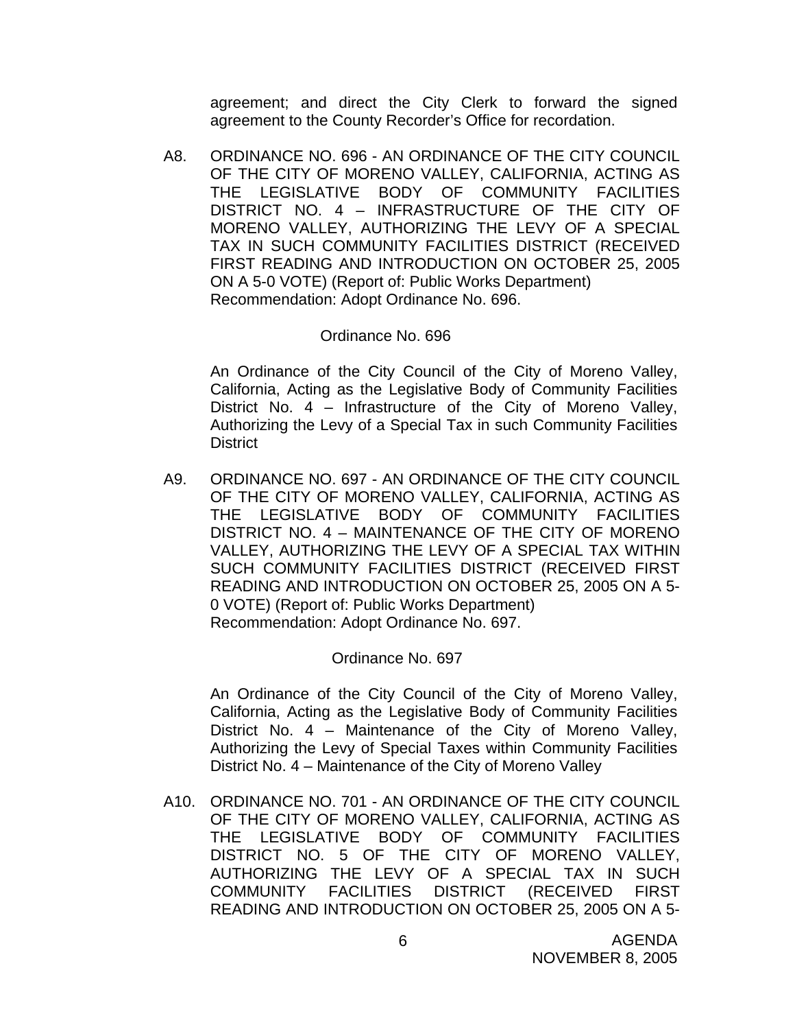agreement; and direct the City Clerk to forward the signed agreement to the County Recorder's Office for recordation.

A8. ORDINANCE NO. 696 - AN ORDINANCE OF THE CITY COUNCIL OF THE CITY OF MORENO VALLEY, CALIFORNIA, ACTING AS THE LEGISLATIVE BODY OF COMMUNITY FACILITIES DISTRICT NO. 4 – INFRASTRUCTURE OF THE CITY OF MORENO VALLEY, AUTHORIZING THE LEVY OF A SPECIAL TAX IN SUCH COMMUNITY FACILITIES DISTRICT (RECEIVED FIRST READING AND INTRODUCTION ON OCTOBER 25, 2005 ON A 5-0 VOTE) (Report of: Public Works Department)
Recommendation: Adopt Ordinance No. 696.

Ordinance No. 696

An Ordinance of the City Council of the City of Moreno Valley, California, Acting as the Legislative Body of Community Facilities District No. 4 – Infrastructure of the City of Moreno Valley, Authorizing the Levy of a Special Tax in such Community Facilities District

A9. ORDINANCE NO. 697 - AN ORDINANCE OF THE CITY COUNCIL OF THE CITY OF MORENO VALLEY, CALIFORNIA, ACTING AS THE LEGISLATIVE BODY OF COMMUNITY FACILITIES DISTRICT NO. 4 – MAINTENANCE OF THE CITY OF MORENO VALLEY, AUTHORIZING THE LEVY OF A SPECIAL TAX WITHIN SUCH COMMUNITY FACILITIES DISTRICT (RECEIVED FIRST READING AND INTRODUCTION ON OCTOBER 25, 2005 ON A 5-0 VOTE) (Report of: Public Works Department)
Recommendation: Adopt Ordinance No. 697.

Ordinance No. 697

An Ordinance of the City Council of the City of Moreno Valley, California, Acting as the Legislative Body of Community Facilities District No. 4 – Maintenance of the City of Moreno Valley, Authorizing the Levy of Special Taxes within Community Facilities District No. 4 – Maintenance of the City of Moreno Valley

A10. ORDINANCE NO. 701 - AN ORDINANCE OF THE CITY COUNCIL OF THE CITY OF MORENO VALLEY, CALIFORNIA, ACTING AS THE LEGISLATIVE BODY OF COMMUNITY FACILITIES DISTRICT NO. 5 OF THE CITY OF MORENO VALLEY, AUTHORIZING THE LEVY OF A SPECIAL TAX IN SUCH COMMUNITY FACILITIES DISTRICT (RECEIVED FIRST READING AND INTRODUCTION ON OCTOBER 25, 2005 ON A 5-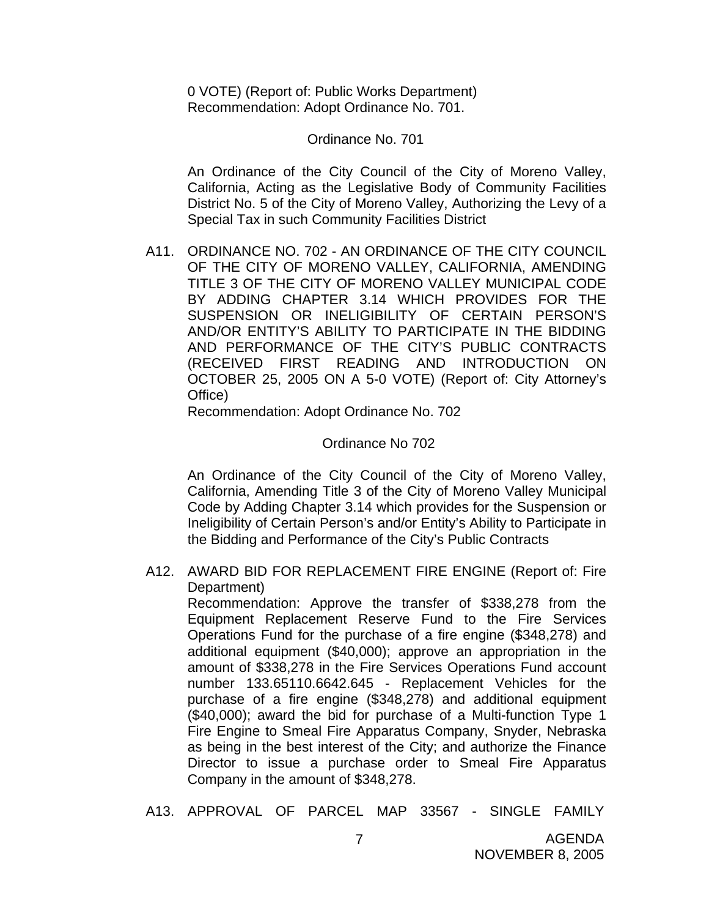0 VOTE) (Report of: Public Works Department)
Recommendation: Adopt Ordinance No. 701.

Ordinance No. 701

An Ordinance of the City Council of the City of Moreno Valley, California, Acting as the Legislative Body of Community Facilities District No. 5 of the City of Moreno Valley, Authorizing the Levy of a Special Tax in such Community Facilities District

A11. ORDINANCE NO. 702 - AN ORDINANCE OF THE CITY COUNCIL OF THE CITY OF MORENO VALLEY, CALIFORNIA, AMENDING TITLE 3 OF THE CITY OF MORENO VALLEY MUNICIPAL CODE BY ADDING CHAPTER 3.14 WHICH PROVIDES FOR THE SUSPENSION OR INELIGIBILITY OF CERTAIN PERSON'S AND/OR ENTITY'S ABILITY TO PARTICIPATE IN THE BIDDING AND PERFORMANCE OF THE CITY'S PUBLIC CONTRACTS (RECEIVED FIRST READING AND INTRODUCTION ON OCTOBER 25, 2005 ON A 5-0 VOTE) (Report of: City Attorney's Office)
Recommendation: Adopt Ordinance No. 702

Ordinance No 702

An Ordinance of the City Council of the City of Moreno Valley, California, Amending Title 3 of the City of Moreno Valley Municipal Code by Adding Chapter 3.14 which provides for the Suspension or Ineligibility of Certain Person's and/or Entity's Ability to Participate in the Bidding and Performance of the City's Public Contracts

A12. AWARD BID FOR REPLACEMENT FIRE ENGINE (Report of: Fire Department)
Recommendation: Approve the transfer of $338,278 from the Equipment Replacement Reserve Fund to the Fire Services Operations Fund for the purchase of a fire engine ($348,278) and additional equipment ($40,000); approve an appropriation in the amount of $338,278 in the Fire Services Operations Fund account number 133.65110.6642.645 - Replacement Vehicles for the purchase of a fire engine ($348,278) and additional equipment ($40,000); award the bid for purchase of a Multi-function Type 1 Fire Engine to Smeal Fire Apparatus Company, Snyder, Nebraska as being in the best interest of the City; and authorize the Finance Director to issue a purchase order to Smeal Fire Apparatus Company in the amount of $348,278.

A13. APPROVAL OF PARCEL MAP 33567 - SINGLE FAMILY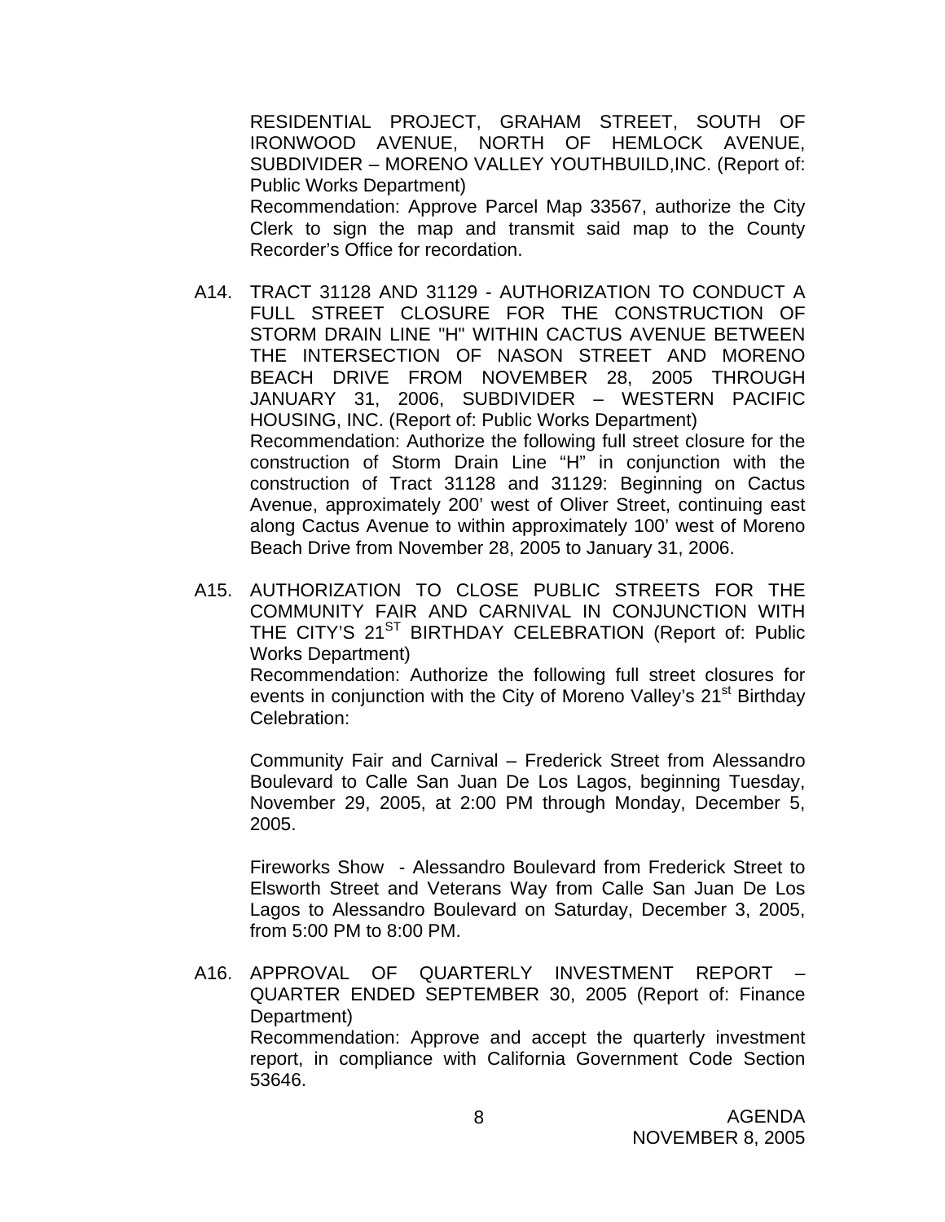RESIDENTIAL PROJECT, GRAHAM STREET, SOUTH OF IRONWOOD AVENUE, NORTH OF HEMLOCK AVENUE, SUBDIVIDER – MORENO VALLEY YOUTHBUILD,INC. (Report of: Public Works Department)
Recommendation: Approve Parcel Map 33567, authorize the City Clerk to sign the map and transmit said map to the County Recorder's Office for recordation.

A14. TRACT 31128 AND 31129 - AUTHORIZATION TO CONDUCT A FULL STREET CLOSURE FOR THE CONSTRUCTION OF STORM DRAIN LINE "H" WITHIN CACTUS AVENUE BETWEEN THE INTERSECTION OF NASON STREET AND MORENO BEACH DRIVE FROM NOVEMBER 28, 2005 THROUGH JANUARY 31, 2006, SUBDIVIDER – WESTERN PACIFIC HOUSING, INC. (Report of: Public Works Department)
Recommendation: Authorize the following full street closure for the construction of Storm Drain Line "H" in conjunction with the construction of Tract 31128 and 31129: Beginning on Cactus Avenue, approximately 200' west of Oliver Street, continuing east along Cactus Avenue to within approximately 100' west of Moreno Beach Drive from November 28, 2005 to January 31, 2006.

A15. AUTHORIZATION TO CLOSE PUBLIC STREETS FOR THE COMMUNITY FAIR AND CARNIVAL IN CONJUNCTION WITH THE CITY'S 21ST BIRTHDAY CELEBRATION (Report of: Public Works Department)
Recommendation: Authorize the following full street closures for events in conjunction with the City of Moreno Valley's 21st Birthday Celebration:

Community Fair and Carnival – Frederick Street from Alessandro Boulevard to Calle San Juan De Los Lagos, beginning Tuesday, November 29, 2005, at 2:00 PM through Monday, December 5, 2005.

Fireworks Show - Alessandro Boulevard from Frederick Street to Elsworth Street and Veterans Way from Calle San Juan De Los Lagos to Alessandro Boulevard on Saturday, December 3, 2005, from 5:00 PM to 8:00 PM.

A16. APPROVAL OF QUARTERLY INVESTMENT REPORT – QUARTER ENDED SEPTEMBER 30, 2005 (Report of: Finance Department)
Recommendation: Approve and accept the quarterly investment report, in compliance with California Government Code Section 53646.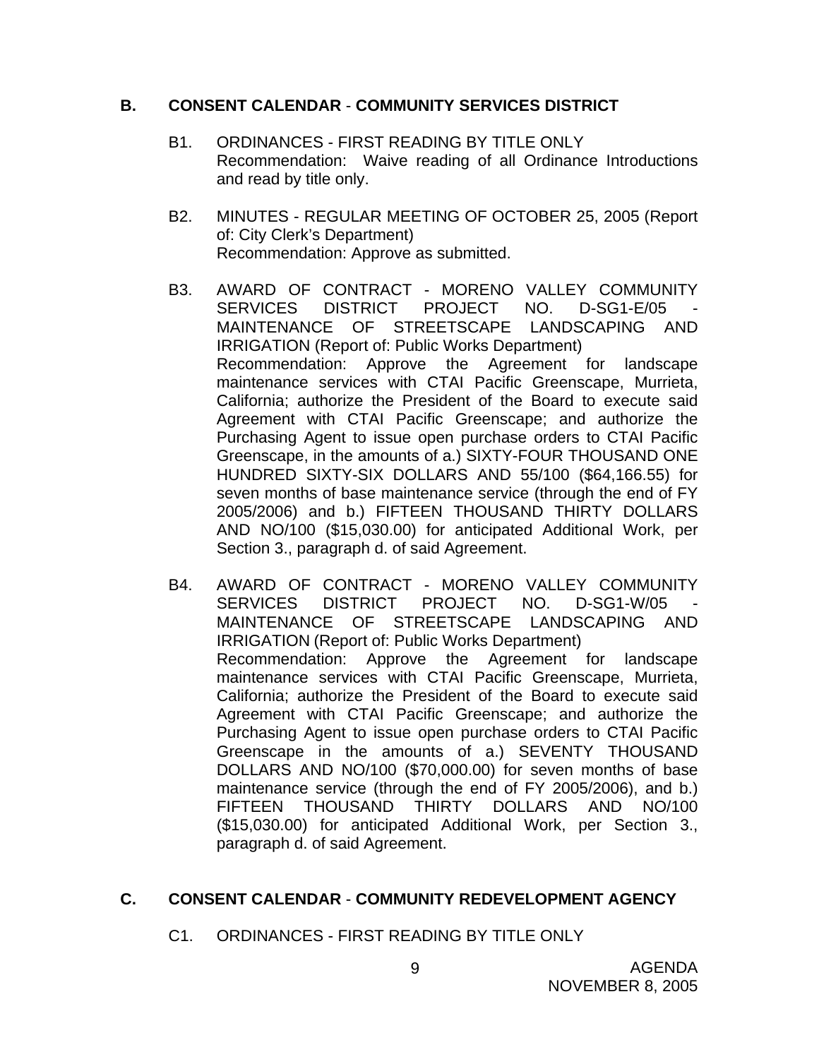## B. CONSENT CALENDAR - COMMUNITY SERVICES DISTRICT

B1. ORDINANCES - FIRST READING BY TITLE ONLY
Recommendation: Waive reading of all Ordinance Introductions and read by title only.

B2. MINUTES - REGULAR MEETING OF OCTOBER 25, 2005 (Report of: City Clerk's Department)
Recommendation: Approve as submitted.

B3. AWARD OF CONTRACT - MORENO VALLEY COMMUNITY SERVICES DISTRICT PROJECT NO. D-SG1-E/05 - MAINTENANCE OF STREETSCAPE LANDSCAPING AND IRRIGATION (Report of: Public Works Department)
Recommendation: Approve the Agreement for landscape maintenance services with CTAI Pacific Greenscape, Murrieta, California; authorize the President of the Board to execute said Agreement with CTAI Pacific Greenscape; and authorize the Purchasing Agent to issue open purchase orders to CTAI Pacific Greenscape, in the amounts of a.) SIXTY-FOUR THOUSAND ONE HUNDRED SIXTY-SIX DOLLARS AND 55/100 ($64,166.55) for seven months of base maintenance service (through the end of FY 2005/2006) and b.) FIFTEEN THOUSAND THIRTY DOLLARS AND NO/100 ($15,030.00) for anticipated Additional Work, per Section 3., paragraph d. of said Agreement.

B4. AWARD OF CONTRACT - MORENO VALLEY COMMUNITY SERVICES DISTRICT PROJECT NO. D-SG1-W/05 - MAINTENANCE OF STREETSCAPE LANDSCAPING AND IRRIGATION (Report of: Public Works Department)
Recommendation: Approve the Agreement for landscape maintenance services with CTAI Pacific Greenscape, Murrieta, California; authorize the President of the Board to execute said Agreement with CTAI Pacific Greenscape; and authorize the Purchasing Agent to issue open purchase orders to CTAI Pacific Greenscape in the amounts of a.) SEVENTY THOUSAND DOLLARS AND NO/100 ($70,000.00) for seven months of base maintenance service (through the end of FY 2005/2006), and b.) FIFTEEN THOUSAND THIRTY DOLLARS AND NO/100 ($15,030.00) for anticipated Additional Work, per Section 3., paragraph d. of said Agreement.

## C. CONSENT CALENDAR - COMMUNITY REDEVELOPMENT AGENCY

C1. ORDINANCES - FIRST READING BY TITLE ONLY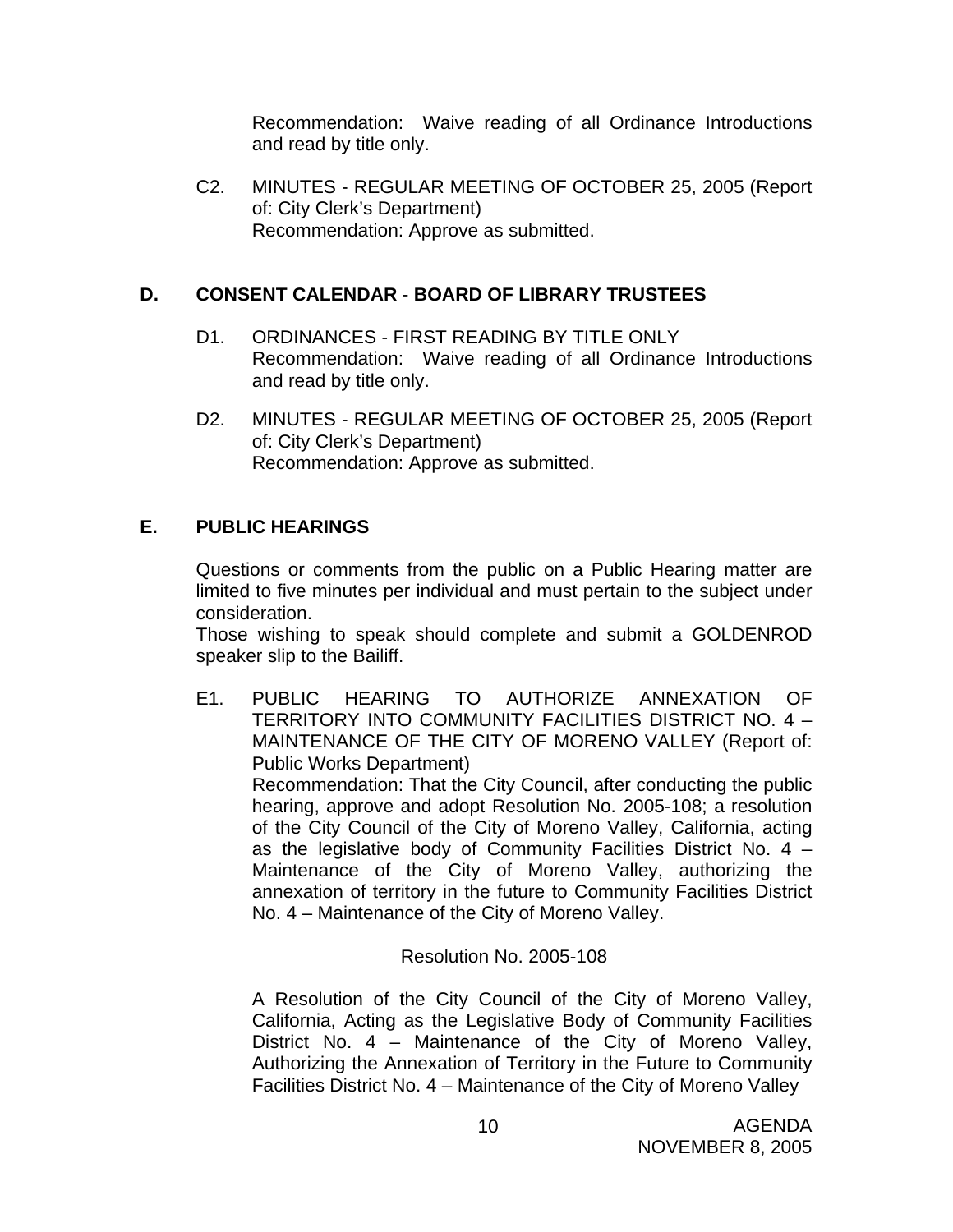Recommendation: Waive reading of all Ordinance Introductions and read by title only.

C2. MINUTES - REGULAR MEETING OF OCTOBER 25, 2005 (Report of: City Clerk's Department)
Recommendation: Approve as submitted.

## D. CONSENT CALENDAR - BOARD OF LIBRARY TRUSTEES

D1. ORDINANCES - FIRST READING BY TITLE ONLY
Recommendation: Waive reading of all Ordinance Introductions and read by title only.

D2. MINUTES - REGULAR MEETING OF OCTOBER 25, 2005 (Report of: City Clerk's Department)
Recommendation: Approve as submitted.

## E. PUBLIC HEARINGS

Questions or comments from the public on a Public Hearing matter are limited to five minutes per individual and must pertain to the subject under consideration.
Those wishing to speak should complete and submit a GOLDENROD speaker slip to the Bailiff.

E1. PUBLIC HEARING TO AUTHORIZE ANNEXATION OF TERRITORY INTO COMMUNITY FACILITIES DISTRICT NO. 4 – MAINTENANCE OF THE CITY OF MORENO VALLEY (Report of: Public Works Department)
Recommendation: That the City Council, after conducting the public hearing, approve and adopt Resolution No. 2005-108; a resolution of the City Council of the City of Moreno Valley, California, acting as the legislative body of Community Facilities District No. 4 – Maintenance of the City of Moreno Valley, authorizing the annexation of territory in the future to Community Facilities District No. 4 – Maintenance of the City of Moreno Valley.

Resolution No. 2005-108

A Resolution of the City Council of the City of Moreno Valley, California, Acting as the Legislative Body of Community Facilities District No. 4 – Maintenance of the City of Moreno Valley, Authorizing the Annexation of Territory in the Future to Community Facilities District No. 4 – Maintenance of the City of Moreno Valley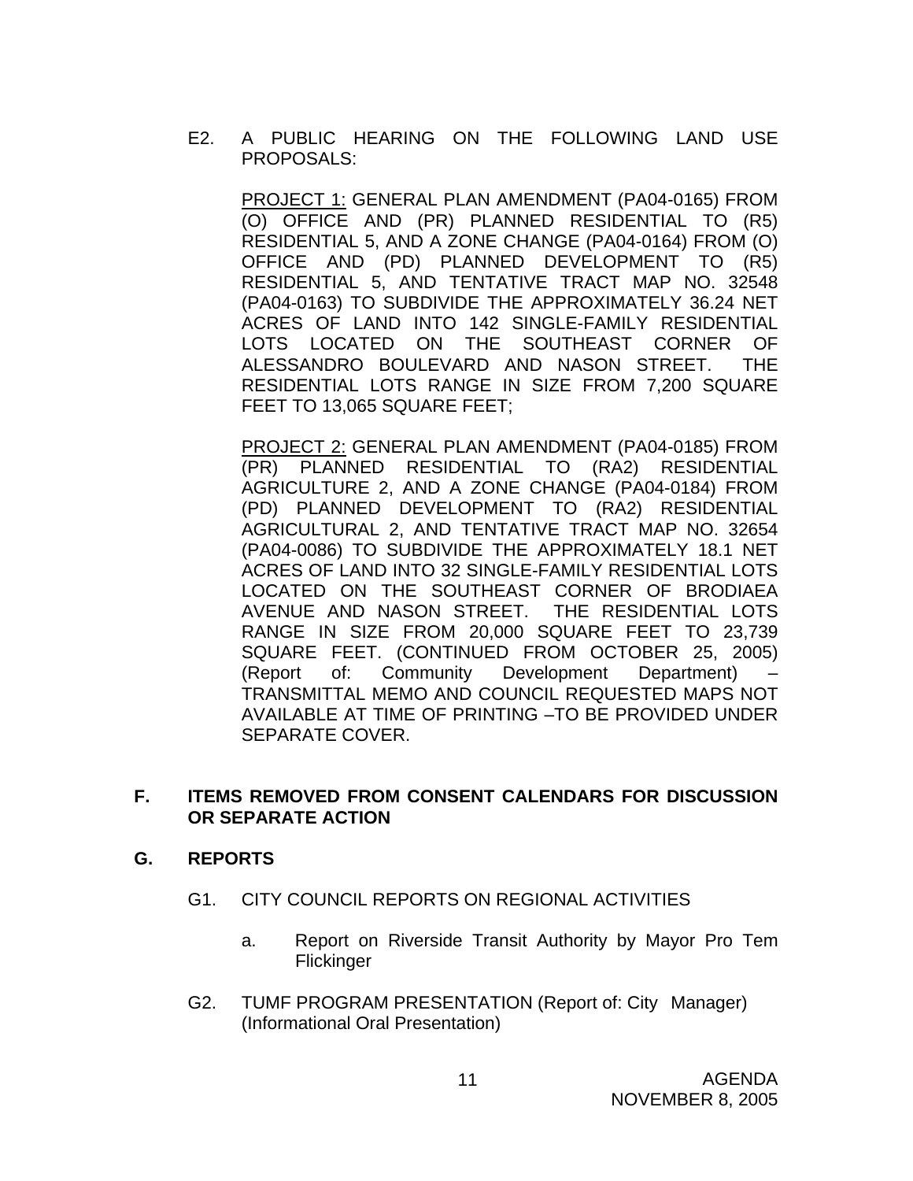E2. A PUBLIC HEARING ON THE FOLLOWING LAND USE PROPOSALS:

PROJECT 1: GENERAL PLAN AMENDMENT (PA04-0165) FROM (O) OFFICE AND (PR) PLANNED RESIDENTIAL TO (R5) RESIDENTIAL 5, AND A ZONE CHANGE (PA04-0164) FROM (O) OFFICE AND (PD) PLANNED DEVELOPMENT TO (R5) RESIDENTIAL 5, AND TENTATIVE TRACT MAP NO. 32548 (PA04-0163) TO SUBDIVIDE THE APPROXIMATELY 36.24 NET ACRES OF LAND INTO 142 SINGLE-FAMILY RESIDENTIAL LOTS LOCATED ON THE SOUTHEAST CORNER OF ALESSANDRO BOULEVARD AND NASON STREET. THE RESIDENTIAL LOTS RANGE IN SIZE FROM 7,200 SQUARE FEET TO 13,065 SQUARE FEET;

PROJECT 2: GENERAL PLAN AMENDMENT (PA04-0185) FROM (PR) PLANNED RESIDENTIAL TO (RA2) RESIDENTIAL AGRICULTURE 2, AND A ZONE CHANGE (PA04-0184) FROM (PD) PLANNED DEVELOPMENT TO (RA2) RESIDENTIAL AGRICULTURAL 2, AND TENTATIVE TRACT MAP NO. 32654 (PA04-0086) TO SUBDIVIDE THE APPROXIMATELY 18.1 NET ACRES OF LAND INTO 32 SINGLE-FAMILY RESIDENTIAL LOTS LOCATED ON THE SOUTHEAST CORNER OF BRODIAEA AVENUE AND NASON STREET. THE RESIDENTIAL LOTS RANGE IN SIZE FROM 20,000 SQUARE FEET TO 23,739 SQUARE FEET. (CONTINUED FROM OCTOBER 25, 2005) (Report of: Community Development Department) – TRANSMITTAL MEMO AND COUNCIL REQUESTED MAPS NOT AVAILABLE AT TIME OF PRINTING –TO BE PROVIDED UNDER SEPARATE COVER.

## F. ITEMS REMOVED FROM CONSENT CALENDARS FOR DISCUSSION OR SEPARATE ACTION

## G. REPORTS

G1. CITY COUNCIL REPORTS ON REGIONAL ACTIVITIES

a. Report on Riverside Transit Authority by Mayor Pro Tem Flickinger

G2. TUMF PROGRAM PRESENTATION (Report of: City Manager) (Informational Oral Presentation)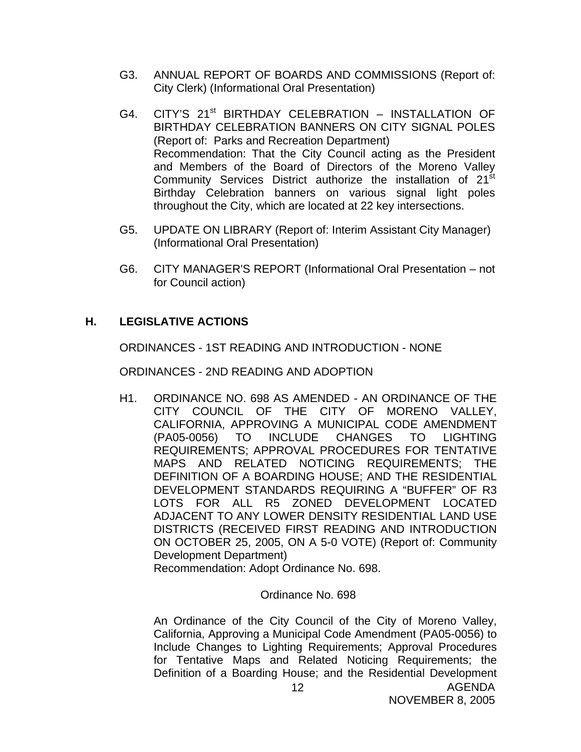G3. ANNUAL REPORT OF BOARDS AND COMMISSIONS (Report of: City Clerk) (Informational Oral Presentation)

G4. CITY'S 21st BIRTHDAY CELEBRATION – INSTALLATION OF BIRTHDAY CELEBRATION BANNERS ON CITY SIGNAL POLES (Report of: Parks and Recreation Department)
Recommendation: That the City Council acting as the President and Members of the Board of Directors of the Moreno Valley Community Services District authorize the installation of 21st Birthday Celebration banners on various signal light poles throughout the City, which are located at 22 key intersections.

G5. UPDATE ON LIBRARY (Report of: Interim Assistant City Manager) (Informational Oral Presentation)

G6. CITY MANAGER'S REPORT (Informational Oral Presentation – not for Council action)

## H. LEGISLATIVE ACTIONS

ORDINANCES - 1ST READING AND INTRODUCTION - NONE

ORDINANCES - 2ND READING AND ADOPTION

H1. ORDINANCE NO. 698 AS AMENDED - AN ORDINANCE OF THE CITY COUNCIL OF THE CITY OF MORENO VALLEY, CALIFORNIA, APPROVING A MUNICIPAL CODE AMENDMENT (PA05-0056) TO INCLUDE CHANGES TO LIGHTING REQUIREMENTS; APPROVAL PROCEDURES FOR TENTATIVE MAPS AND RELATED NOTICING REQUIREMENTS; THE DEFINITION OF A BOARDING HOUSE; AND THE RESIDENTIAL DEVELOPMENT STANDARDS REQUIRING A "BUFFER" OF R3 LOTS FOR ALL R5 ZONED DEVELOPMENT LOCATED ADJACENT TO ANY LOWER DENSITY RESIDENTIAL LAND USE DISTRICTS (RECEIVED FIRST READING AND INTRODUCTION ON OCTOBER 25, 2005, ON A 5-0 VOTE) (Report of: Community Development Department)
Recommendation: Adopt Ordinance No. 698.

Ordinance No. 698

An Ordinance of the City Council of the City of Moreno Valley, California, Approving a Municipal Code Amendment (PA05-0056) to Include Changes to Lighting Requirements; Approval Procedures for Tentative Maps and Related Noticing Requirements; the Definition of a Boarding House; and the Residential Development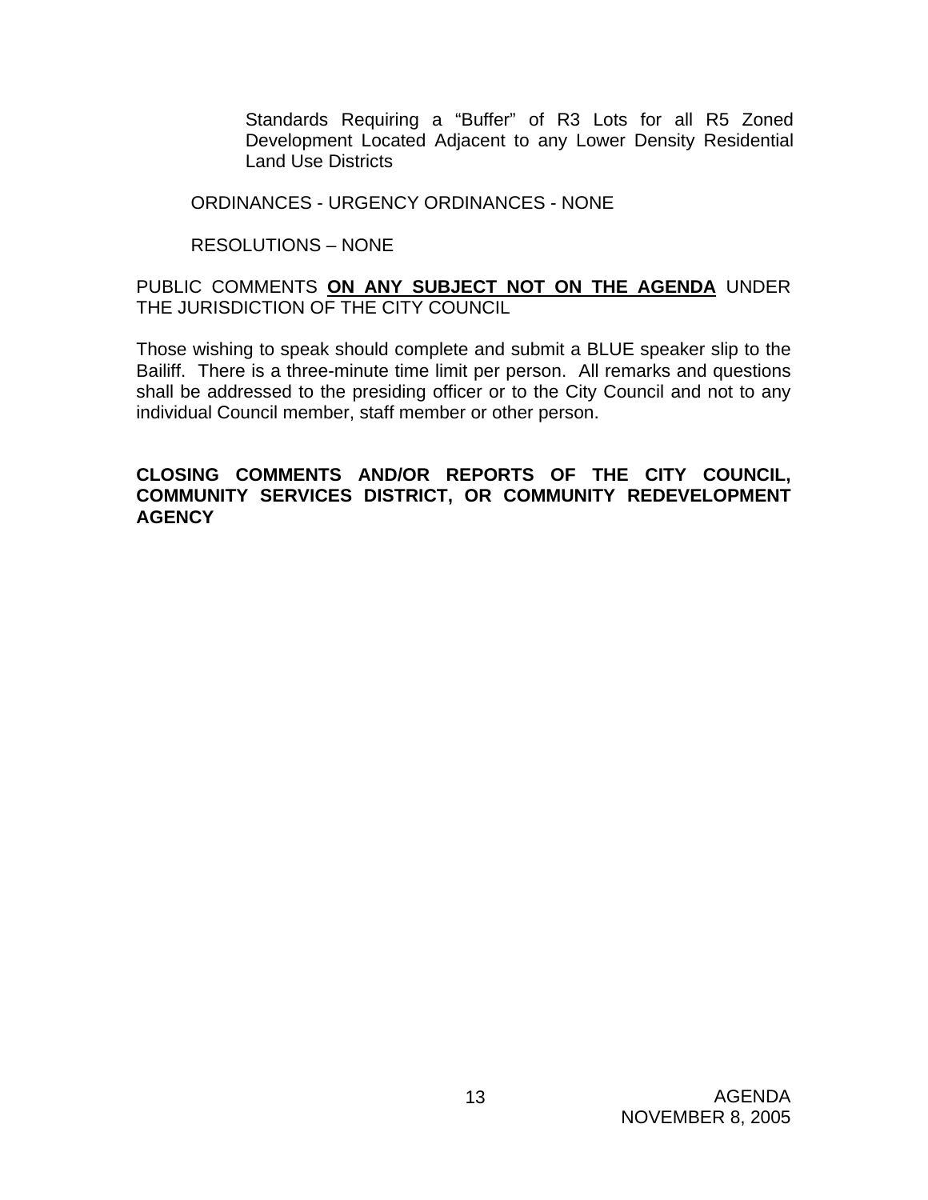Standards Requiring a "Buffer" of R3 Lots for all R5 Zoned Development Located Adjacent to any Lower Density Residential Land Use Districts

ORDINANCES - URGENCY ORDINANCES - NONE

RESOLUTIONS – NONE

PUBLIC COMMENTS **ON ANY SUBJECT NOT ON THE AGENDA** UNDER THE JURISDICTION OF THE CITY COUNCIL

Those wishing to speak should complete and submit a BLUE speaker slip to the Bailiff. There is a three-minute time limit per person. All remarks and questions shall be addressed to the presiding officer or to the City Council and not to any individual Council member, staff member or other person.

**CLOSING COMMENTS AND/OR REPORTS OF THE CITY COUNCIL, COMMUNITY SERVICES DISTRICT, OR COMMUNITY REDEVELOPMENT AGENCY**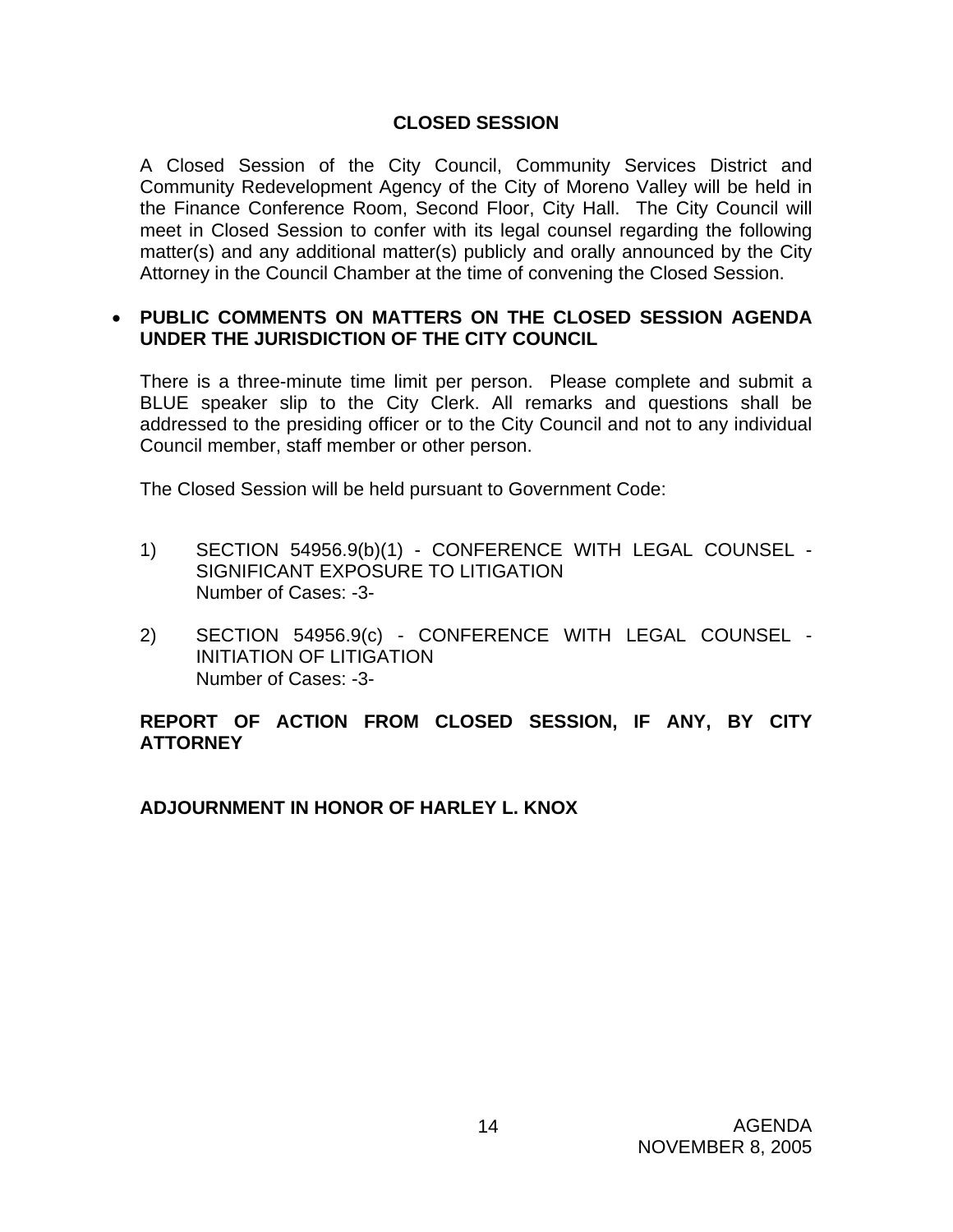## CLOSED SESSION

A Closed Session of the City Council, Community Services District and Community Redevelopment Agency of the City of Moreno Valley will be held in the Finance Conference Room, Second Floor, City Hall. The City Council will meet in Closed Session to confer with its legal counsel regarding the following matter(s) and any additional matter(s) publicly and orally announced by the City Attorney in the Council Chamber at the time of convening the Closed Session.

- **PUBLIC COMMENTS ON MATTERS ON THE CLOSED SESSION AGENDA UNDER THE JURISDICTION OF THE CITY COUNCIL**

There is a three-minute time limit per person. Please complete and submit a BLUE speaker slip to the City Clerk. All remarks and questions shall be addressed to the presiding officer or to the City Council and not to any individual Council member, staff member or other person.

The Closed Session will be held pursuant to Government Code:

1) SECTION 54956.9(b)(1) - CONFERENCE WITH LEGAL COUNSEL - SIGNIFICANT EXPOSURE TO LITIGATION
Number of Cases: -3-

2) SECTION 54956.9(c) - CONFERENCE WITH LEGAL COUNSEL - INITIATION OF LITIGATION
Number of Cases: -3-

**REPORT OF ACTION FROM CLOSED SESSION, IF ANY, BY CITY ATTORNEY**

**ADJOURNMENT IN HONOR OF HARLEY L. KNOX**